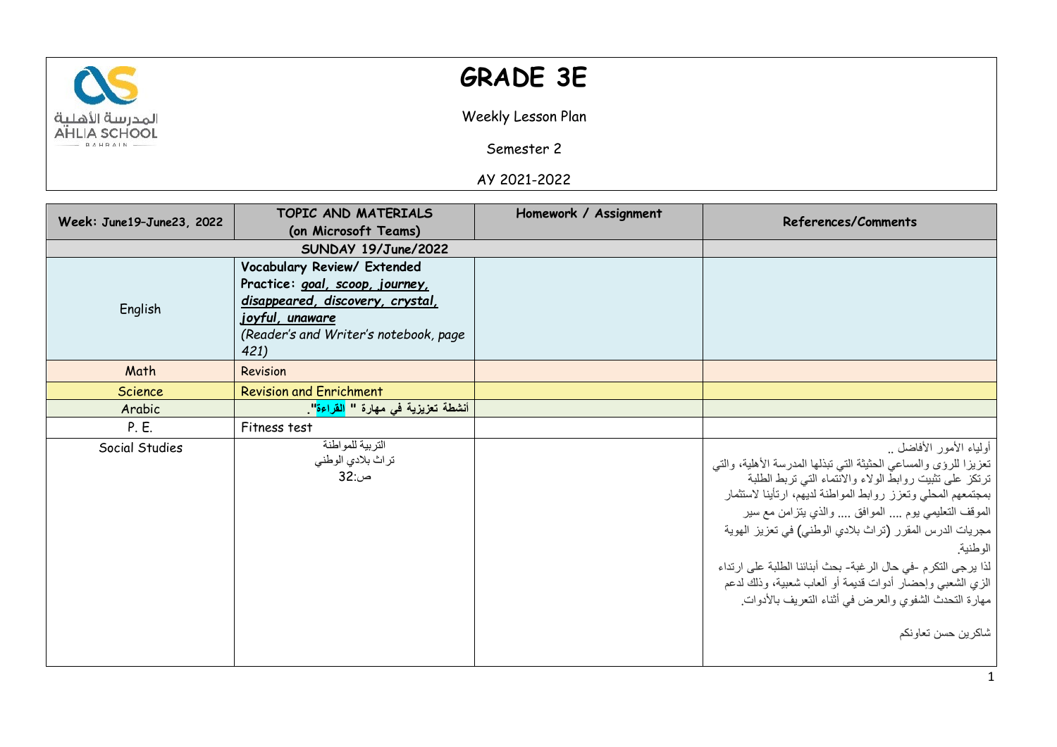# GRADE 3E

Weekly Lesson Plan

Semester 2

AY 2021-2022

| Week: June19–June23, 2022 | TOPIC AND MATERIALS (on Microsoft Teams) | Homework / Assignment | References/Comments |
|---|---|---|---|
| SUNDAY 19/June/2022 | | | |
| English | **Vocabulary Review/ Extended Practice: *goal, scoop, journey, disappeared, discovery, crystal, joyful, unaware*** *(Reader's and Writer's notebook, page 421)* | | |
| Math | Revision | | |
| Science | Revision and Enrichment | | |
| Arabic | **أنشطة تعزيزية في مهارة " القراءة".** | | |
| P. E. | Fitness test | | |
| Social Studies | التربية للمواطنة<br>تراث بلادي الوطني<br>ص:32 | | أولياء الأمور الأفاضل ..<br>تعزيزا للرؤى والمساعي الحثيثة التي تبذلها المدرسة الأهلية، والتي ترتكز على تثبيت روابط الولاء والانتماء التي تربط الطلبة بمجتمعهم المحلي وتعزز روابط المواطنة لديهم، ارتأينا لاستثمار الموقف التعليمي يوم .... الموافق .... والذي يتزامن مع سير مجريات الدرس المقرر (تراث بلادي الوطني) في تعزيز الهوية الوطنية.<br>لذا يرجى التكرم -في حال الرغبة- بحث أبنائنا الطلبة على ارتداء الزي الشعبي وإحضار أدوات قديمة أو ألعاب شعبية، وذلك لدعم مهارة التحدث الشفوي والعرض في أثناء التعريف بالأدوات.<br><br>شاكرين حسن تعاونكم |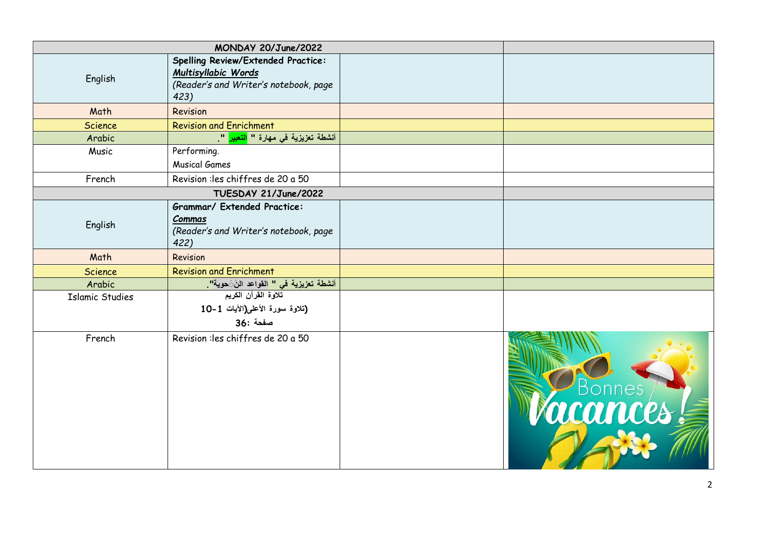| MONDAY 20/June/2022 | | | |
|---|---|---|---|
| English | **Spelling Review/Extended Practice:** ***Multisyllabic Words*** *(Reader's and Writer's notebook, page 423)* | | |
| Math | Revision | | |
| Science | Revision and Enrichment | | |
| Arabic | **أنشطة تعزيزية في مهارة " التعبير ".** | | |
| Music | Performing. Musical Games | | |
| French | Revision :les chiffres de 20 a 50 | | |
| **TUESDAY 21/June/2022** | | | |
| English | **Grammar/ Extended Practice:** ***Commas*** *(Reader's and Writer's notebook, page 422)* | | |
| Math | Revision | | |
| Science | Revision and Enrichment | | |
| Arabic | **أنشطة تعزيزية في " القواعد النَحوية".** | | |
| Islamic Studies | **تلاوة القرآن الكريم (تلاوة سورة الأعلى(الآيات 1-10 صفحة :36** | | |
| French | Revision :les chiffres de 20 a 50 | | Bonnes Vacances! |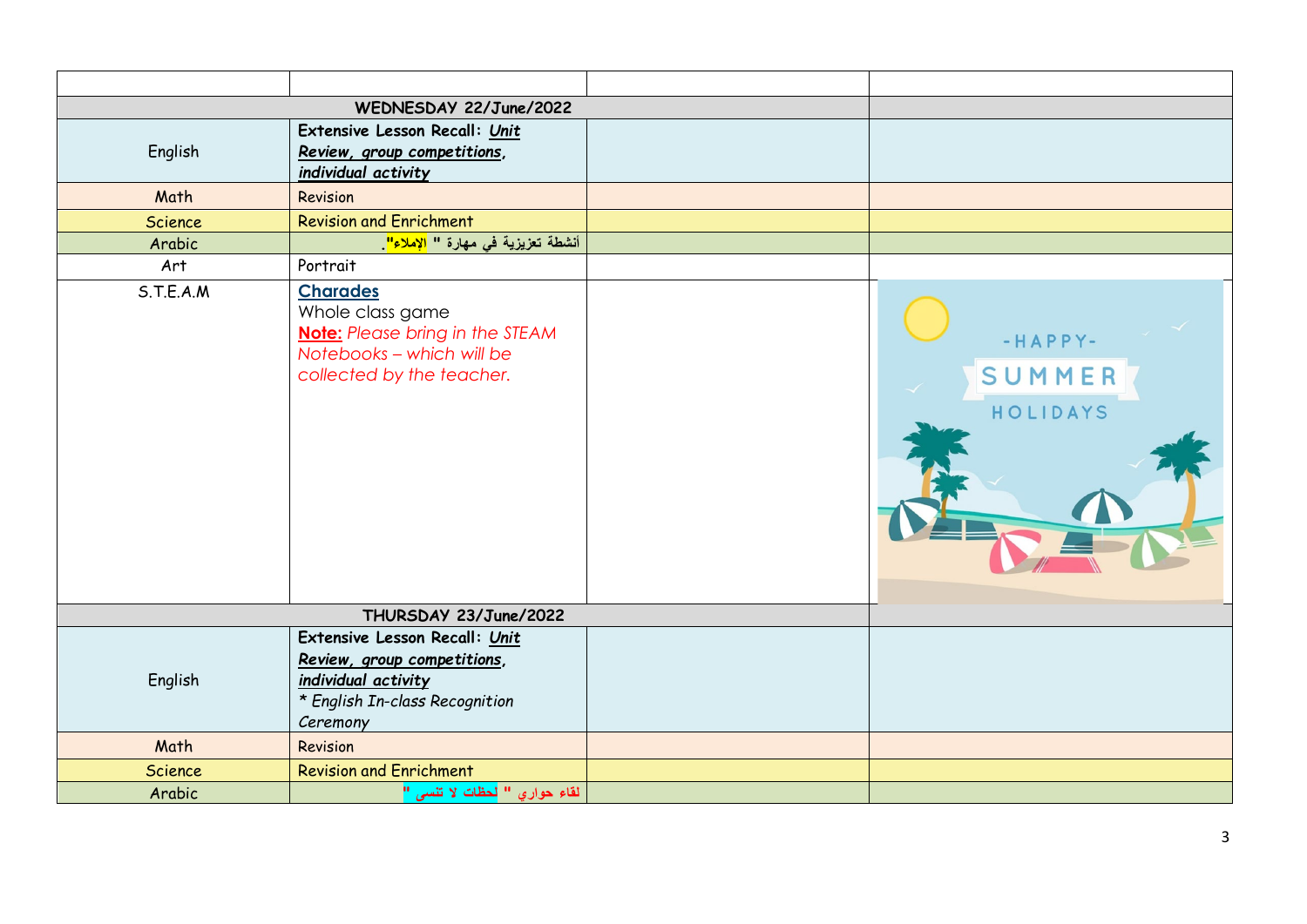| | | | |
|---|---|---|---|
| **WEDNESDAY 22/June/2022** | | | |
| English | **Extensive Lesson Recall: *Unit Review, group competitions, individual activity*** | | |
| Math | Revision | | |
| Science | Revision and Enrichment | | |
| Arabic | **أنشطة تعزيزية في مهارة " الإملاء".** | | |
| Art | Portrait | | |
| S.T.E.A.M | **Charades**<br>Whole class game<br>**Note:** *Please bring in the STEAM Notebooks – which will be collected by the teacher.* | | |
| **THURSDAY 23/June/2022** | | | |
| English | **Extensive Lesson Recall: *Unit Review, group competitions, individual activity***<br>*\* English In-class Recognition Ceremony* | | |
| Math | Revision | | |
| Science | Revision and Enrichment | | |
| Arabic | **لقاء حواري " لحظات لا تنسى "** | | |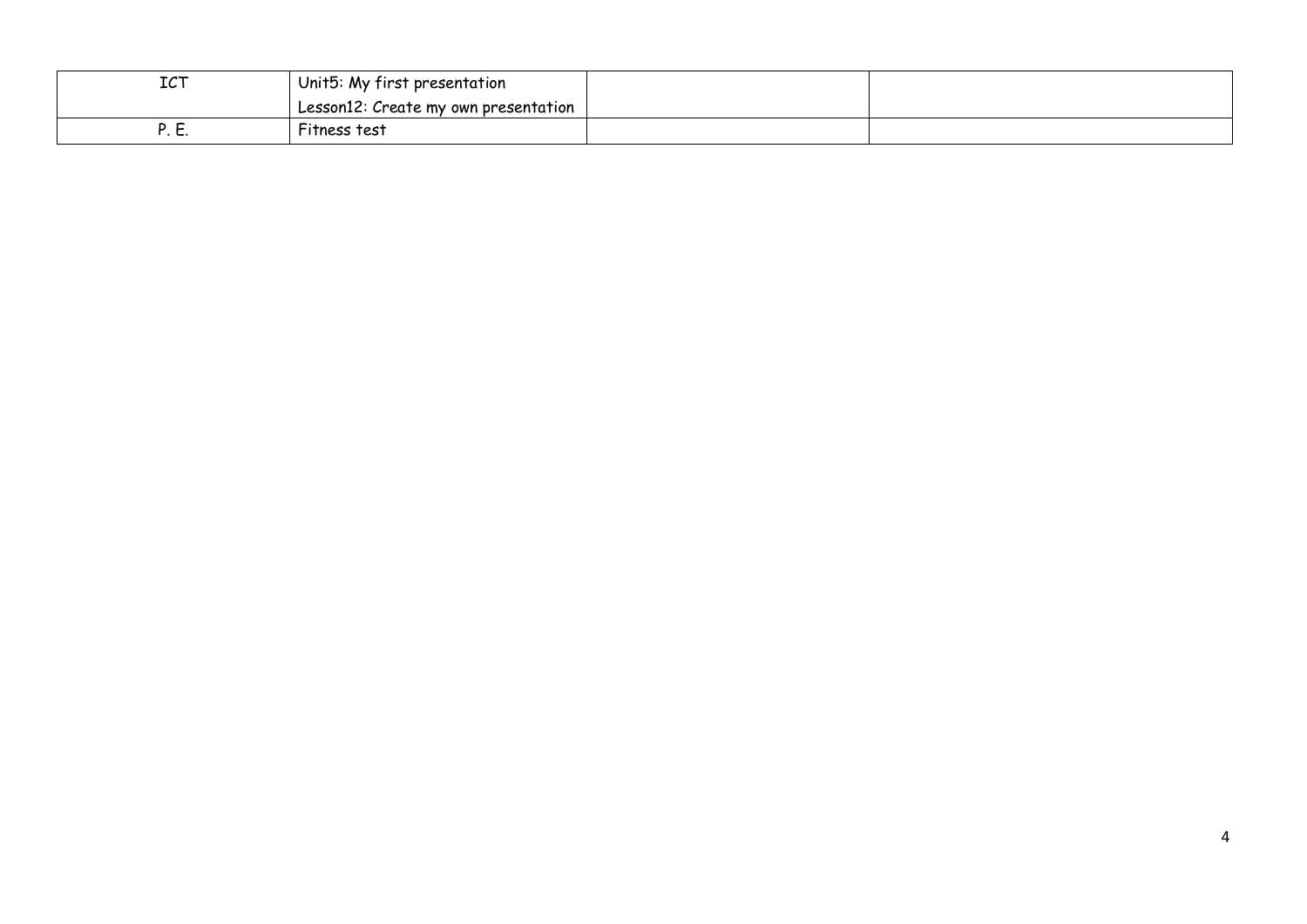| | | | |
|---|---|---|---|
| ICT | Unit5: My first presentation<br>Lesson12: Create my own presentation | | |
| P. E. | Fitness test | | |